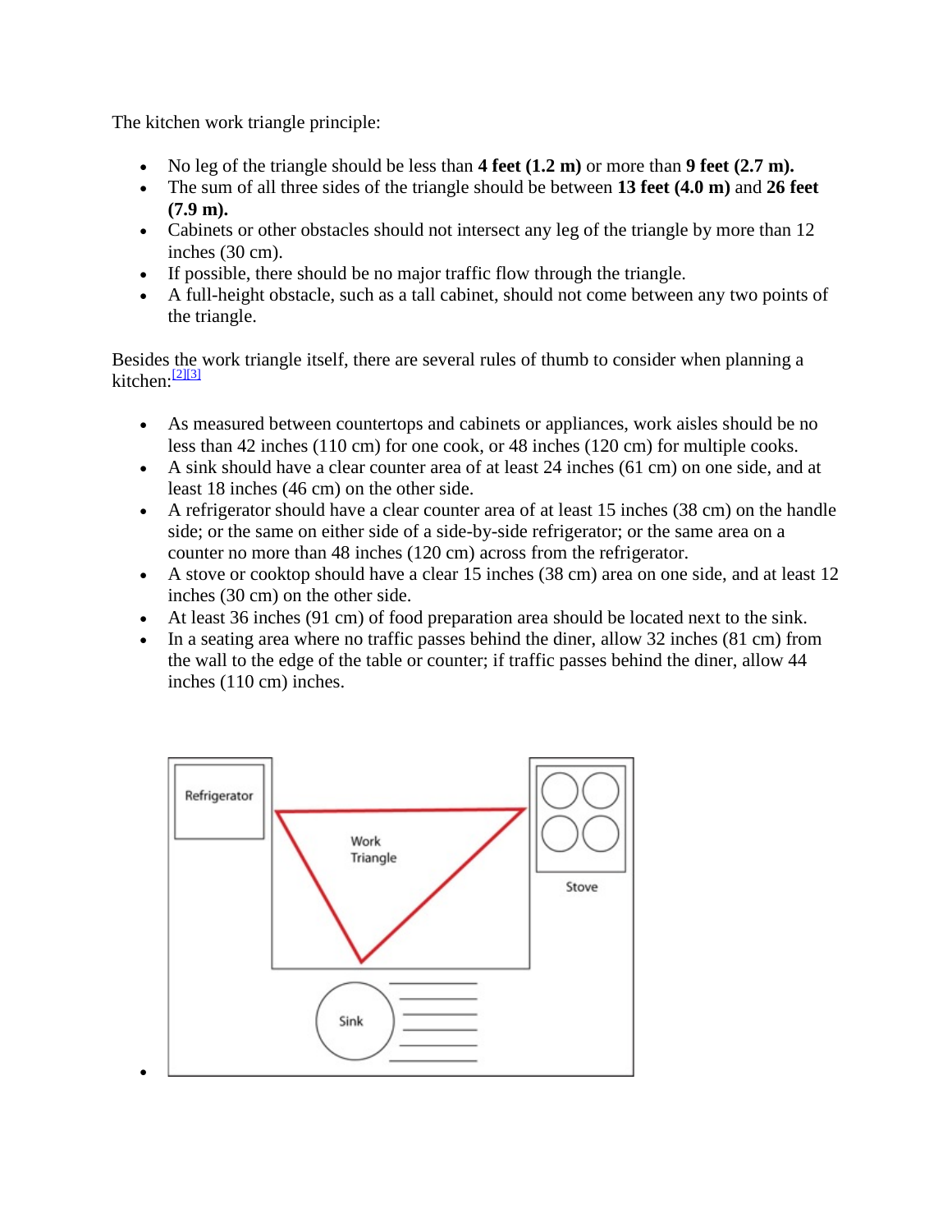The kitchen work triangle principle:

- No leg of the triangle should be less than **4 feet (1.2 m)** or more than **9 feet (2.7 m).**
- The sum of all three sides of the triangle should be between **13 feet (4.0 m)** and **26 feet (7.9 m).**
- Cabinets or other obstacles should not intersect any leg of the triangle by more than 12 inches (30 cm).
- If possible, there should be no major traffic flow through the triangle.
- A full-height obstacle, such as a tall cabinet, should not come between any two points of the triangle.

Besides the work triangle itself, there are several rules of thumb to consider when planning a kitchen:[2][3]

- As measured between countertops and cabinets or appliances, work aisles should be no less than 42 inches (110 cm) for one cook, or 48 inches (120 cm) for multiple cooks.
- A sink should have a clear counter area of at least 24 inches (61 cm) on one side, and at least 18 inches (46 cm) on the other side.
- A refrigerator should have a clear counter area of at least 15 inches (38 cm) on the handle side; or the same on either side of a side-by-side refrigerator; or the same area on a counter no more than 48 inches (120 cm) across from the refrigerator.
- A stove or cooktop should have a clear 15 inches (38 cm) area on one side, and at least 12 inches (30 cm) on the other side.
- At least 36 inches (91 cm) of food preparation area should be located next to the sink.
- In a seating area where no traffic passes behind the diner, allow 32 inches (81 cm) from the wall to the edge of the table or counter; if traffic passes behind the diner, allow 44 inches (110 cm) inches.

- Refrigerator
  Work Triangle
  Stove
  Sink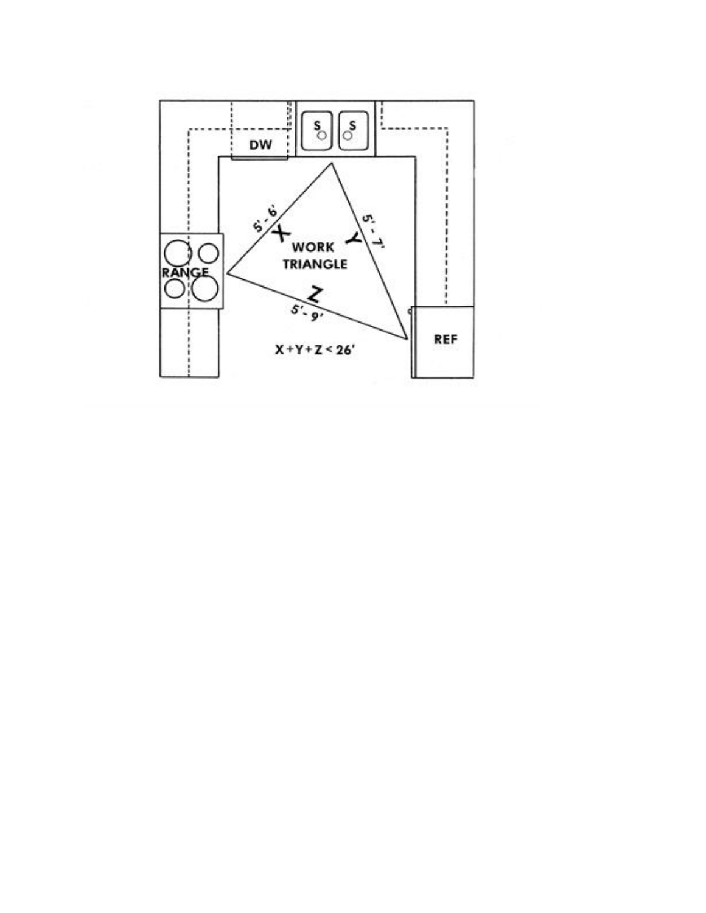DW

S S

5' - 6'

X

5' - 7'

Y

WORK TRIANGLE

RANGE

Z

5' - 9'

REF

X + Y + Z < 26'